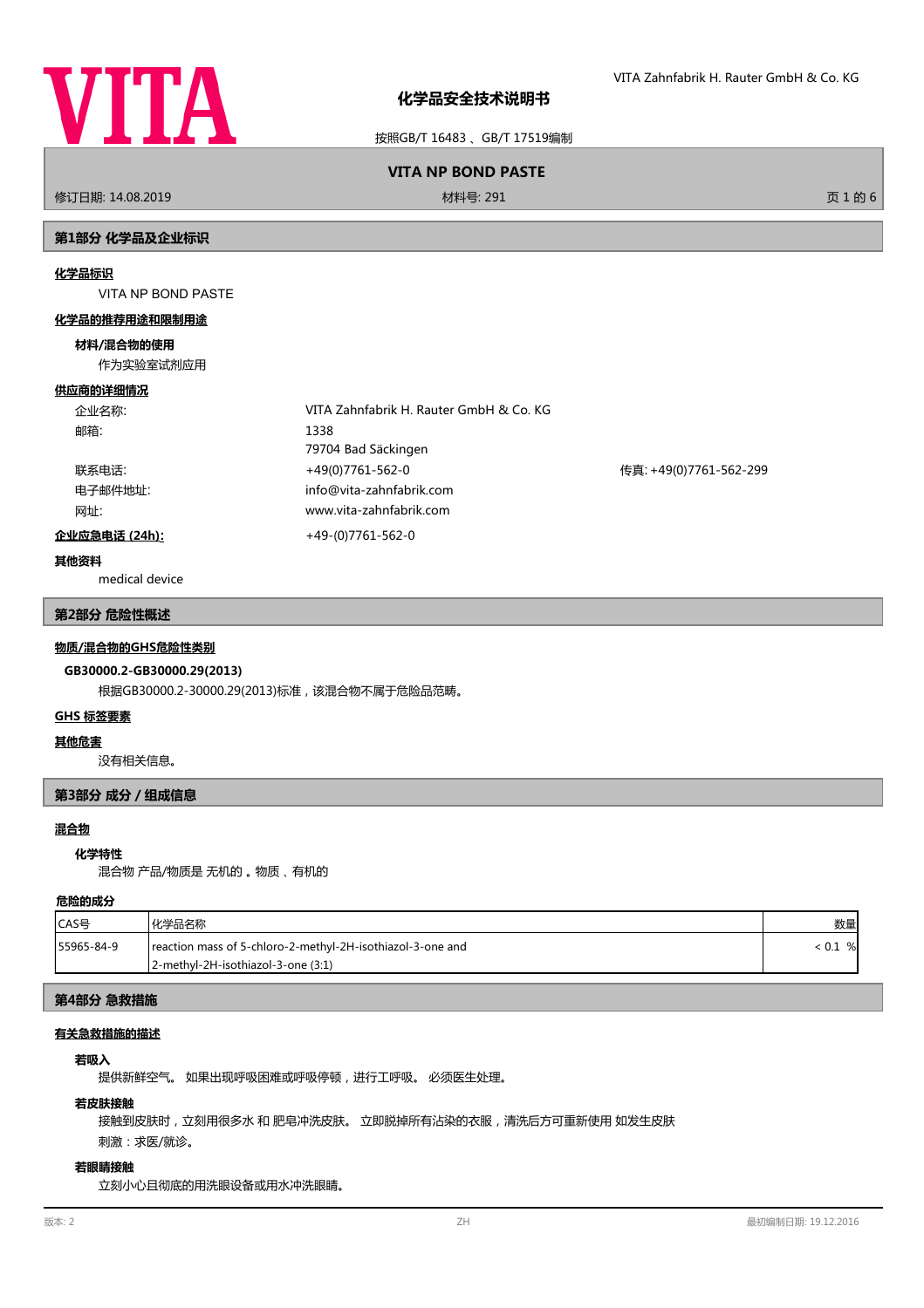# 化学品安全技术说明书

按照GB/T 16483 、GB/T 17519编制

**VITA NP BOND PASTE**

修订日期: 14.08.2019 材料号: 291

## 第1部分 化学品及企业标识

### 化学品标识

VITA NP BOND PASTE

### 化学品的推荐用途和限制用途

**材料/混合物的使用**

作为实验室试剂应用

### 供应商的详细情况

| | | |
|---|---|---|
| 企业名称: | VITA Zahnfabrik H. Rauter GmbH & Co. KG | |
| 邮箱: | 1338<br>79704 Bad Säckingen | |
| 联系电话: | +49(0)7761-562-0 | 传真: +49(0)7761-562-299 |
| 电子邮件地址: | info@vita-zahnfabrik.com | |
| 网址: | www.vita-zahnfabrik.com | |

**企业应急电话 (24h):** +49-(0)7761-562-0

**其他资料**

medical device

## 第2部分 危险性概述

### 物质/混合物的GHS危险性类别

**GB30000.2-GB30000.29(2013)**

根据GB30000.2-30000.29(2013)标准，该混合物不属于危险品范畴。

### GHS 标签要素

### 其他危害

没有相关信息。

## 第3部分 成分 / 组成信息

### 混合物

**化学特性**

混合物 产品/物质是 无机的 。物质 、有机的

**危险的成分**

| CAS号 | 化学品名称 | 数量 |
|---|---|---|
| 55965-84-9 | reaction mass of 5-chloro-2-methyl-2H-isothiazol-3-one and 2-methyl-2H-isothiazol-3-one (3:1) | < 0.1 % |

## 第4部分 急救措施

### 有关急救措施的描述

**若吸入**

提供新鲜空气。 如果出现呼吸困难或呼吸停顿，进行工呼吸。 必须医生处理。

**若皮肤接触**

接触到皮肤时，立刻用很多水 和 肥皂冲洗皮肤。 立即脱掉所有沾染的衣服，清洗后方可重新使用 如发生皮肤刺激：求医/就诊。

**若眼睛接触**

立刻小心且彻底的用洗眼设备或用水冲洗眼睛。

版本: 2 ZH 最初编制日期: 19.12.2016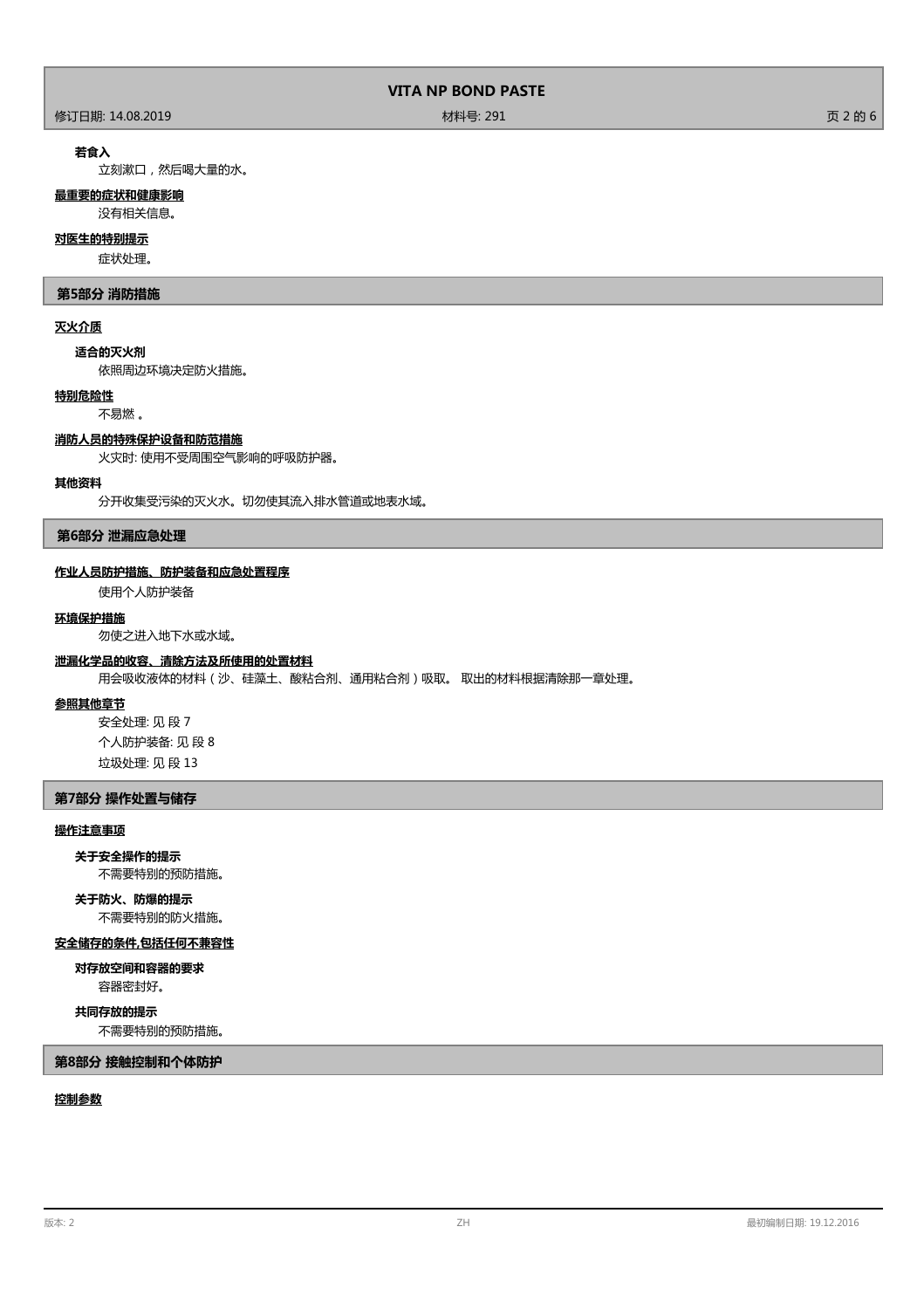**若食入**

立刻漱口，然后喝大量的水。

**最重要的症状和健康影响**

没有相关信息。

**对医生的特别提示**

症状处理。

## 第5部分 消防措施

**灭火介质**

**适合的灭火剂**

依照周边环境决定防火措施。

**特别危险性**

不易燃 。

**消防人员的特殊保护设备和防范措施**

火灾时: 使用不受周围空气影响的呼吸防护器。

**其他资料**

分开收集受污染的灭火水。切勿使其流入排水管道或地表水域。

## 第6部分 泄漏应急处理

**作业人员防护措施、防护装备和应急处置程序**

使用个人防护装备

**环境保护措施**

勿使之进入地下水或水域。

**泄漏化学品的收容、清除方法及所使用的处置材料**

用会吸收液体的材料（沙、硅藻土、酸粘合剂、通用粘合剂）吸取。 取出的材料根据清除那一章处理。

**参照其他章节**

安全处理: 见 段 7

个人防护装备: 见 段 8

垃圾处理: 见 段 13

## 第7部分 操作处置与储存

**操作注意事项**

**关于安全操作的提示**

不需要特别的预防措施。

**关于防火、防爆的提示**

不需要特别的防火措施。

**安全储存的条件,包括任何不兼容性**

**对存放空间和容器的要求**

容器密封好。

**共同存放的提示**

不需要特别的预防措施。

## 第8部分 接触控制和个体防护

**控制参数**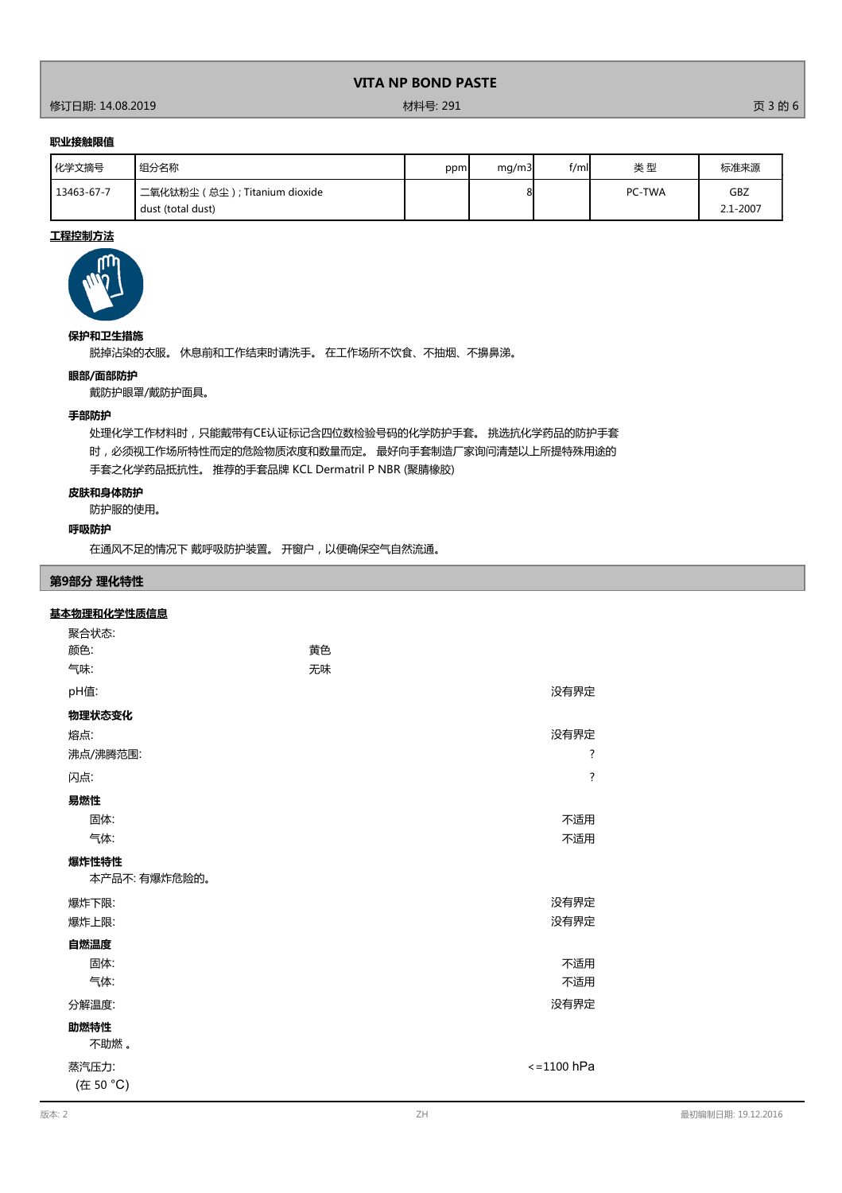**职业接触限值**

| 化学文摘号 | 组分名称 | ppm | mg/m3 | f/ml | 类 型 | 标准来源 |
|---|---|---|---|---|---|---|
| 13463-67-7 | 二氧化钛粉尘（总尘）; Titanium dioxide dust (total dust) | | 8 | | PC-TWA | GBZ 2.1-2007 |

**工程控制方法**

**保护和卫生措施**

脱掉沾染的衣服。 休息前和工作结束时请洗手。 在工作场所不饮食、不抽烟、不擤鼻涕。

**眼部/面部防护**

戴防护眼罩/戴防护面具。

**手部防护**

处理化学工作材料时，只能戴带有CE认证标记含四位数检验号码的化学防护手套。 挑选抗化学药品的防护手套时，必须视工作场所特性而定的危险物质浓度和数量而定。 最好向手套制造厂家询问清楚以上所提特殊用途的手套之化学药品抵抗性。 推荐的手套品牌 KCL Dermatril P NBR (聚腈橡胶)

**皮肤和身体防护**

防护服的使用。

**呼吸防护**

在通风不足的情况下 戴呼吸防护装置。 开窗户，以便确保空气自然流通。

## 第9部分 理化特性

**基本物理和化学性质信息**

聚合状态:

颜色: 黄色

气味: 无味

pH值: 没有界定

**物理状态变化**

熔点: 没有界定

沸点/沸腾范围: ?

闪点: ?

**易燃性**

固体: 不适用

气体: 不适用

**爆炸性特性**

本产品不: 有爆炸危险的。

爆炸下限: 没有界定

爆炸上限: 没有界定

**自燃温度**

固体: 不适用

气体: 不适用

分解温度: 没有界定

**助燃特性**

不助燃 。

蒸汽压力: <=1100 hPa
(在 50 °C)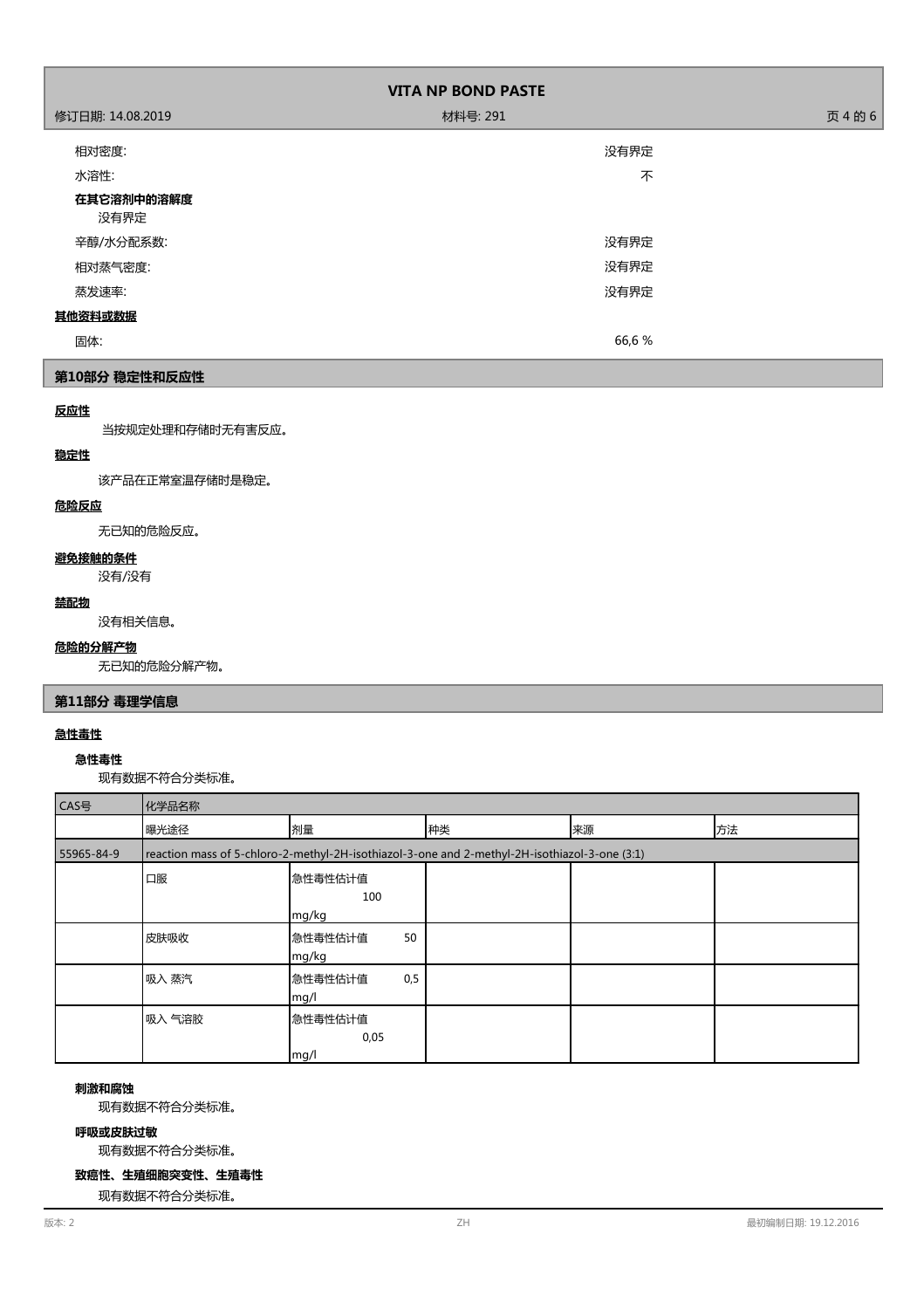| | |
|---|---|
| 相对密度: | 没有界定 |
| 水溶性: | 不 |

**在其它溶剂中的溶解度**

没有界定

| | |
|---|---|
| 辛醇/水分配系数: | 没有界定 |
| 相对蒸气密度: | 没有界定 |
| 蒸发速率: | 没有界定 |

**其他资料或数据**

| | |
|---|---|
| 固体: | 66,6 % |

## 第10部分 稳定性和反应性

**反应性**

当按规定处理和存储时无有害反应。

**稳定性**

该产品在正常室温存储时是稳定。

**危险反应**

无已知的危险反应。

**避免接触的条件**

没有/没有

**禁配物**

没有相关信息。

**危险的分解产物**

无已知的危险分解产物。

## 第11部分 毒理学信息

**急性毒性**

**急性毒性**

现有数据不符合分类标准。

| CAS号 | 化学品名称 | | | | |
|---|---|---|---|---|---|
| | 曝光途径 | 剂量 | 种类 | 来源 | 方法 |
| 55965-84-9 | reaction mass of 5-chloro-2-methyl-2H-isothiazol-3-one and 2-methyl-2H-isothiazol-3-one (3:1) | | | | |
| | 口服 | 急性毒性估计值 100 mg/kg | | | |
| | 皮肤吸收 | 急性毒性估计值 50 mg/kg | | | |
| | 吸入 蒸汽 | 急性毒性估计值 0,5 mg/l | | | |
| | 吸入 气溶胶 | 急性毒性估计值 0,05 mg/l | | | |

**刺激和腐蚀**

现有数据不符合分类标准。

**呼吸或皮肤过敏**

现有数据不符合分类标准。

**致癌性、生殖细胞突变性、生殖毒性**

现有数据不符合分类标准。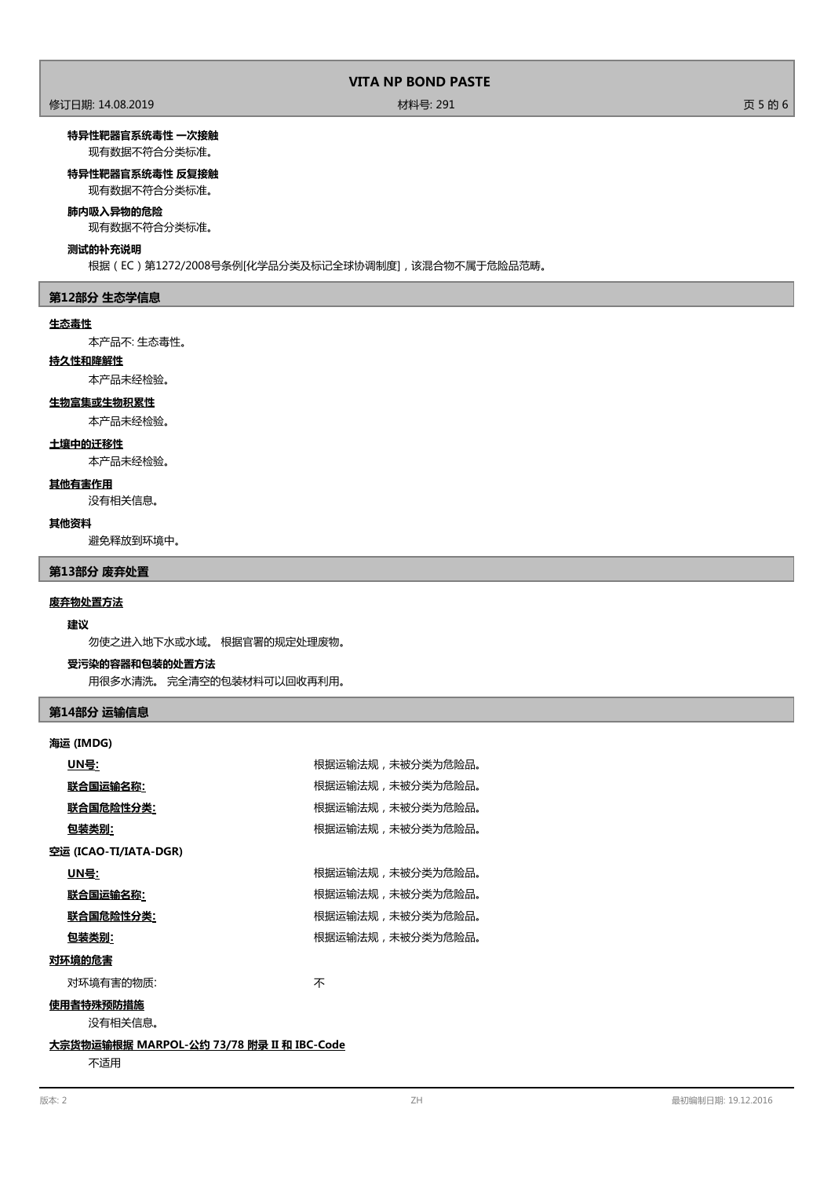**特异性靶器官系统毒性 一次接触**

现有数据不符合分类标准。

**特异性靶器官系统毒性 反复接触**

现有数据不符合分类标准。

**肺内吸入异物的危险**

现有数据不符合分类标准。

**测试的补充说明**

根据（EC）第1272/2008号条例[化学品分类及标记全球协调制度]，该混合物不属于危险品范畴。

## 第12部分 生态学信息

**生态毒性**

本产品不: 生态毒性。

**持久性和降解性**

本产品未经检验。

**生物富集或生物积累性**

本产品未经检验。

**土壤中的迁移性**

本产品未经检验。

**其他有害作用**

没有相关信息。

**其他资料**

避免释放到环境中。

## 第13部分 废弃处置

**废弃物处置方法**

**建议**

勿使之进入地下水或水域。 根据官署的规定处理废物。

**受污染的容器和包装的处置方法**

用很多水清洗。 完全清空的包装材料可以回收再利用。

## 第14部分 运输信息

**海运 (IMDG)**

| | |
|---|---|
| **UN号:** | 根据运输法规，未被分类为危险品。 |
| **联合国运输名称:** | 根据运输法规，未被分类为危险品。 |
| **联合国危险性分类:** | 根据运输法规，未被分类为危险品。 |
| **包装类别:** | 根据运输法规，未被分类为危险品。 |

**空运 (ICAO-TI/IATA-DGR)**

| | |
|---|---|
| **UN号:** | 根据运输法规，未被分类为危险品。 |
| **联合国运输名称:** | 根据运输法规，未被分类为危险品。 |
| **联合国危险性分类:** | 根据运输法规，未被分类为危险品。 |
| **包装类别:** | 根据运输法规，未被分类为危险品。 |

**对环境的危害**

对环境有害的物质: 不

**使用者特殊预防措施**

没有相关信息。

**大宗货物运输根据 MARPOL-公约 73/78 附录 II 和 IBC-Code**

不适用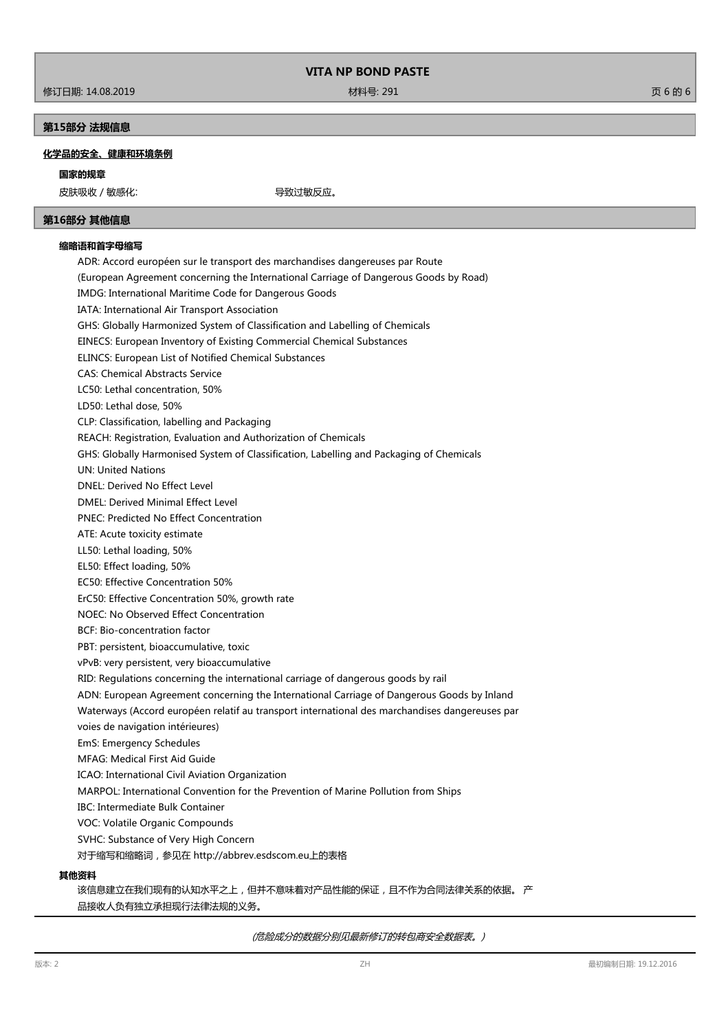## 第15部分 法规信息

### 化学品的安全、健康和环境条例

**国家的规章**

皮肤吸收 / 敏感化: 导致过敏反应。

## 第16部分 其他信息

**缩略语和首字母缩写**

ADR: Accord européen sur le transport des marchandises dangereuses par Route
(European Agreement concerning the International Carriage of Dangerous Goods by Road)
IMDG: International Maritime Code for Dangerous Goods
IATA: International Air Transport Association
GHS: Globally Harmonized System of Classification and Labelling of Chemicals
EINECS: European Inventory of Existing Commercial Chemical Substances
ELINCS: European List of Notified Chemical Substances
CAS: Chemical Abstracts Service
LC50: Lethal concentration, 50%
LD50: Lethal dose, 50%
CLP: Classification, labelling and Packaging
REACH: Registration, Evaluation and Authorization of Chemicals
GHS: Globally Harmonised System of Classification, Labelling and Packaging of Chemicals
UN: United Nations
DNEL: Derived No Effect Level
DMEL: Derived Minimal Effect Level
PNEC: Predicted No Effect Concentration
ATE: Acute toxicity estimate
LL50: Lethal loading, 50%
EL50: Effect loading, 50%
EC50: Effective Concentration 50%
ErC50: Effective Concentration 50%, growth rate
NOEC: No Observed Effect Concentration
BCF: Bio-concentration factor
PBT: persistent, bioaccumulative, toxic
vPvB: very persistent, very bioaccumulative
RID: Regulations concerning the international carriage of dangerous goods by rail
ADN: European Agreement concerning the International Carriage of Dangerous Goods by Inland Waterways (Accord européen relatif au transport international des marchandises dangereuses par voies de navigation intérieures)
EmS: Emergency Schedules
MFAG: Medical First Aid Guide
ICAO: International Civil Aviation Organization
MARPOL: International Convention for the Prevention of Marine Pollution from Ships
IBC: Intermediate Bulk Container
VOC: Volatile Organic Compounds
SVHC: Substance of Very High Concern
对于缩写和缩略词，参见在 http://abbrev.esdscom.eu上的表格

**其他资料**

该信息建立在我们现有的认知水平之上，但并不意味着对产品性能的保证，且不作为合同法律关系的依据。 产品接收人负有独立承担现行法律法规的义务。

*(危险成分的数据分别见最新修订的转包商安全数据表。)*